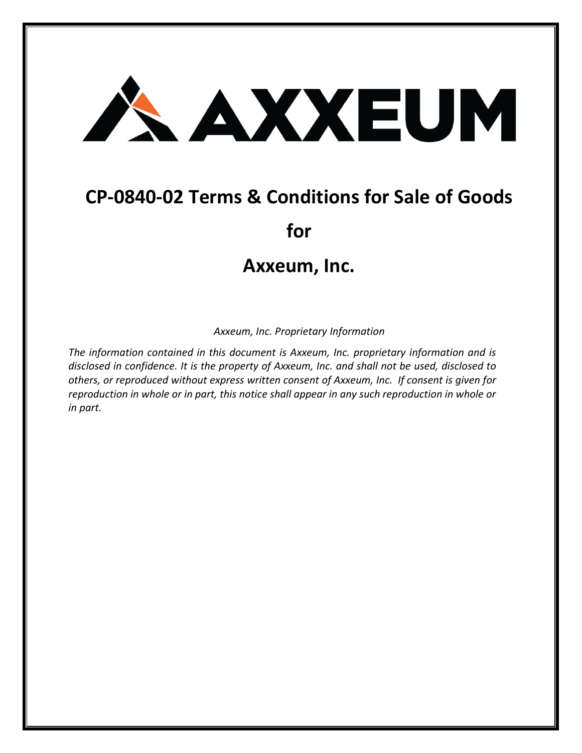AXXEUM

# CP-0840-02 Terms & Conditions for Sale of Goods

# for

# Axxeum, Inc.

*Axxeum, Inc. Proprietary Information*

*The information contained in this document is Axxeum, Inc. proprietary information and is disclosed in confidence. It is the property of Axxeum, Inc. and shall not be used, disclosed to others, or reproduced without express written consent of Axxeum, Inc. If consent is given for reproduction in whole or in part, this notice shall appear in any such reproduction in whole or in part.*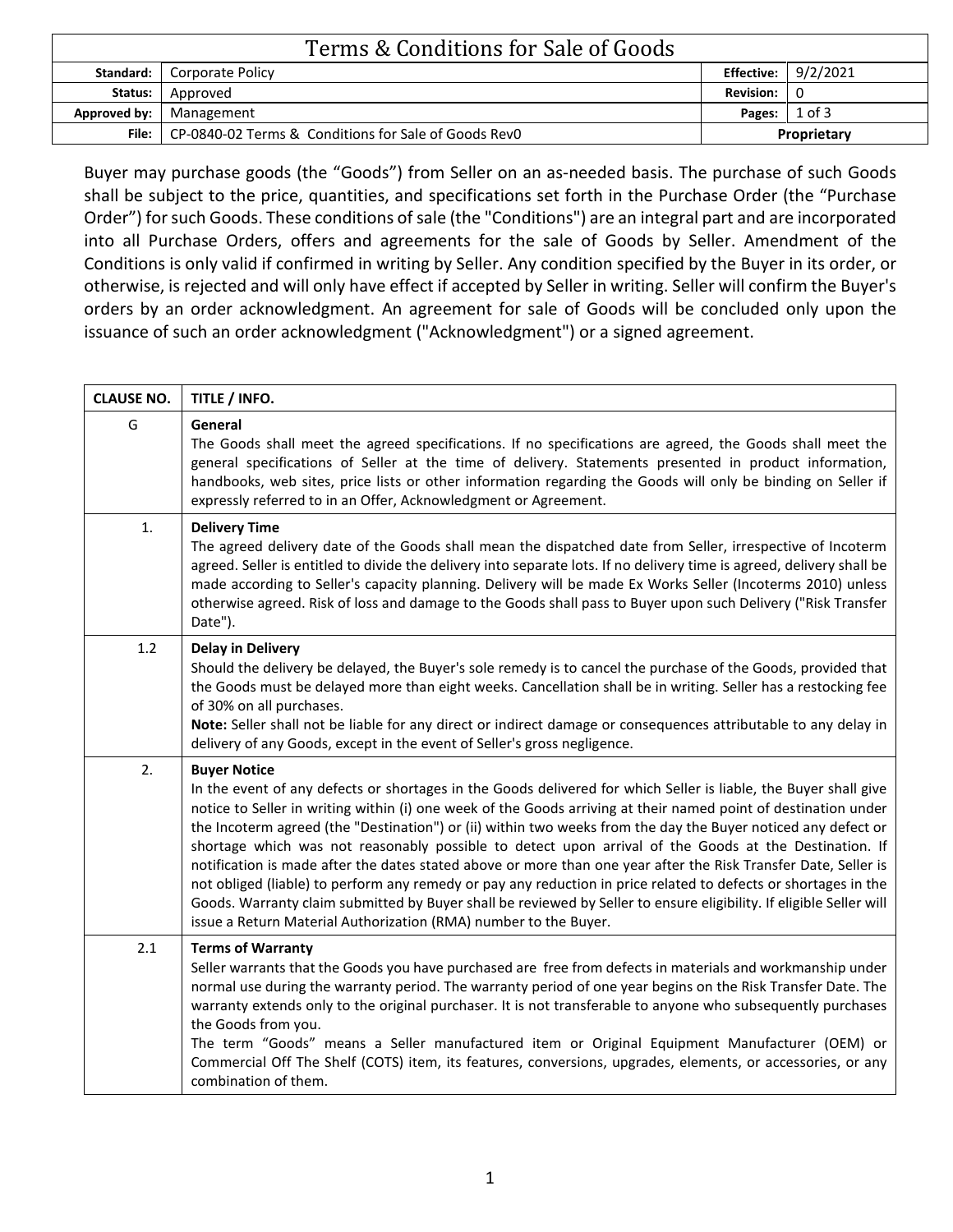# Terms & Conditions for Sale of Goods

| Standard: | Corporate Policy | Effective: | 9/2/2021 |
|---|---|---|---|
| Status: | Approved | Revision: | 0 |
| Approved by: | Management | Pages: | 1 of 3 |
| File: | CP-0840-02 Terms & Conditions for Sale of Goods Rev0 | Proprietary | |

Buyer may purchase goods (the "Goods") from Seller on an as-needed basis. The purchase of such Goods shall be subject to the price, quantities, and specifications set forth in the Purchase Order (the "Purchase Order") for such Goods. These conditions of sale (the "Conditions") are an integral part and are incorporated into all Purchase Orders, offers and agreements for the sale of Goods by Seller. Amendment of the Conditions is only valid if confirmed in writing by Seller. Any condition specified by the Buyer in its order, or otherwise, is rejected and will only have effect if accepted by Seller in writing. Seller will confirm the Buyer's orders by an order acknowledgment. An agreement for sale of Goods will be concluded only upon the issuance of such an order acknowledgment ("Acknowledgment") or a signed agreement.

| CLAUSE NO. | TITLE / INFO. |
|---|---|
| G | **General**<br>The Goods shall meet the agreed specifications. If no specifications are agreed, the Goods shall meet the general specifications of Seller at the time of delivery. Statements presented in product information, handbooks, web sites, price lists or other information regarding the Goods will only be binding on Seller if expressly referred to in an Offer, Acknowledgment or Agreement. |
| 1. | **Delivery Time**<br>The agreed delivery date of the Goods shall mean the dispatched date from Seller, irrespective of Incoterm agreed. Seller is entitled to divide the delivery into separate lots. If no delivery time is agreed, delivery shall be made according to Seller's capacity planning. Delivery will be made Ex Works Seller (Incoterms 2010) unless otherwise agreed. Risk of loss and damage to the Goods shall pass to Buyer upon such Delivery ("Risk Transfer Date"). |
| 1.2 | **Delay in Delivery**<br>Should the delivery be delayed, the Buyer's sole remedy is to cancel the purchase of the Goods, provided that the Goods must be delayed more than eight weeks. Cancellation shall be in writing. Seller has a restocking fee of 30% on all purchases.<br>**Note:** Seller shall not be liable for any direct or indirect damage or consequences attributable to any delay in delivery of any Goods, except in the event of Seller's gross negligence. |
| 2. | **Buyer Notice**<br>In the event of any defects or shortages in the Goods delivered for which Seller is liable, the Buyer shall give notice to Seller in writing within (i) one week of the Goods arriving at their named point of destination under the Incoterm agreed (the "Destination") or (ii) within two weeks from the day the Buyer noticed any defect or shortage which was not reasonably possible to detect upon arrival of the Goods at the Destination. If notification is made after the dates stated above or more than one year after the Risk Transfer Date, Seller is not obliged (liable) to perform any remedy or pay any reduction in price related to defects or shortages in the Goods. Warranty claim submitted by Buyer shall be reviewed by Seller to ensure eligibility. If eligible Seller will issue a Return Material Authorization (RMA) number to the Buyer. |
| 2.1 | **Terms of Warranty**<br>Seller warrants that the Goods you have purchased are free from defects in materials and workmanship under normal use during the warranty period. The warranty period of one year begins on the Risk Transfer Date. The warranty extends only to the original purchaser. It is not transferable to anyone who subsequently purchases the Goods from you.<br>The term "Goods" means a Seller manufactured item or Original Equipment Manufacturer (OEM) or Commercial Off The Shelf (COTS) item, its features, conversions, upgrades, elements, or accessories, or any combination of them. |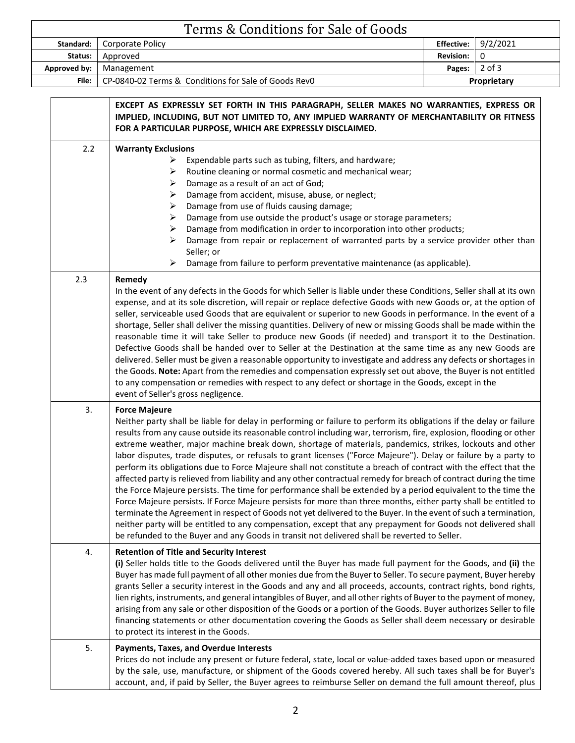**EXCEPT AS EXPRESSLY SET FORTH IN THIS PARAGRAPH, SELLER MAKES NO WARRANTIES, EXPRESS OR IMPLIED, INCLUDING, BUT NOT LIMITED TO, ANY IMPLIED WARRANTY OF MERCHANTABILITY OR FITNESS FOR A PARTICULAR PURPOSE, WHICH ARE EXPRESSLY DISCLAIMED.**

**2.2 Warranty Exclusions**

- Expendable parts such as tubing, filters, and hardware;
- Routine cleaning or normal cosmetic and mechanical wear;
- Damage as a result of an act of God;
- Damage from accident, misuse, abuse, or neglect;
- Damage from use of fluids causing damage;
- Damage from use outside the product's usage or storage parameters;
- Damage from modification in order to incorporation into other products;
- Damage from repair or replacement of warranted parts by a service provider other than Seller; or
- Damage from failure to perform preventative maintenance (as applicable).

**2.3 Remedy**

In the event of any defects in the Goods for which Seller is liable under these Conditions, Seller shall at its own expense, and at its sole discretion, will repair or replace defective Goods with new Goods or, at the option of seller, serviceable used Goods that are equivalent or superior to new Goods in performance. In the event of a shortage, Seller shall deliver the missing quantities. Delivery of new or missing Goods shall be made within the reasonable time it will take Seller to produce new Goods (if needed) and transport it to the Destination. Defective Goods shall be handed over to Seller at the Destination at the same time as any new Goods are delivered. Seller must be given a reasonable opportunity to investigate and address any defects or shortages in the Goods. **Note:** Apart from the remedies and compensation expressly set out above, the Buyer is not entitled to any compensation or remedies with respect to any defect or shortage in the Goods, except in the event of Seller's gross negligence.

**3. Force Majeure**

Neither party shall be liable for delay in performing or failure to perform its obligations if the delay or failure results from any cause outside its reasonable control including war, terrorism, fire, explosion, flooding or other extreme weather, major machine break down, shortage of materials, pandemics, strikes, lockouts and other labor disputes, trade disputes, or refusals to grant licenses ("Force Majeure"). Delay or failure by a party to perform its obligations due to Force Majeure shall not constitute a breach of contract with the effect that the affected party is relieved from liability and any other contractual remedy for breach of contract during the time the Force Majeure persists. The time for performance shall be extended by a period equivalent to the time the Force Majeure persists. If Force Majeure persists for more than three months, either party shall be entitled to terminate the Agreement in respect of Goods not yet delivered to the Buyer. In the event of such a termination, neither party will be entitled to any compensation, except that any prepayment for Goods not delivered shall be refunded to the Buyer and any Goods in transit not delivered shall be reverted to Seller.

**4. Retention of Title and Security Interest**

**(i)** Seller holds title to the Goods delivered until the Buyer has made full payment for the Goods, and **(ii)** the Buyer has made full payment of all other monies due from the Buyer to Seller. To secure payment, Buyer hereby grants Seller a security interest in the Goods and any and all proceeds, accounts, contract rights, bond rights, lien rights, instruments, and general intangibles of Buyer, and all other rights of Buyer to the payment of money, arising from any sale or other disposition of the Goods or a portion of the Goods. Buyer authorizes Seller to file financing statements or other documentation covering the Goods as Seller shall deem necessary or desirable to protect its interest in the Goods.

**5. Payments, Taxes, and Overdue Interests**

Prices do not include any present or future federal, state, local or value-added taxes based upon or measured by the sale, use, manufacture, or shipment of the Goods covered hereby. All such taxes shall be for Buyer's account, and, if paid by Seller, the Buyer agrees to reimburse Seller on demand the full amount thereof, plus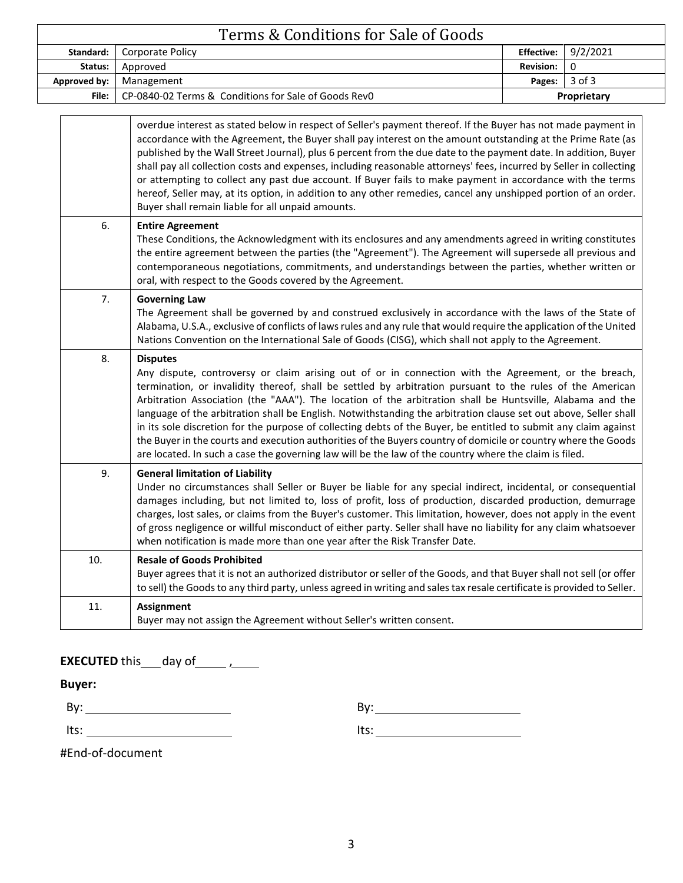| | |
|---|---|
| | overdue interest as stated below in respect of Seller's payment thereof. If the Buyer has not made payment in accordance with the Agreement, the Buyer shall pay interest on the amount outstanding at the Prime Rate (as published by the Wall Street Journal), plus 6 percent from the due date to the payment date. In addition, Buyer shall pay all collection costs and expenses, including reasonable attorneys' fees, incurred by Seller in collecting or attempting to collect any past due account. If Buyer fails to make payment in accordance with the terms hereof, Seller may, at its option, in addition to any other remedies, cancel any unshipped portion of an order. Buyer shall remain liable for all unpaid amounts. |
| 6. | **Entire Agreement**<br>These Conditions, the Acknowledgment with its enclosures and any amendments agreed in writing constitutes the entire agreement between the parties (the "Agreement"). The Agreement will supersede all previous and contemporaneous negotiations, commitments, and understandings between the parties, whether written or oral, with respect to the Goods covered by the Agreement. |
| 7. | **Governing Law**<br>The Agreement shall be governed by and construed exclusively in accordance with the laws of the State of Alabama, U.S.A., exclusive of conflicts of laws rules and any rule that would require the application of the United Nations Convention on the International Sale of Goods (CISG), which shall not apply to the Agreement. |
| 8. | **Disputes**<br>Any dispute, controversy or claim arising out of or in connection with the Agreement, or the breach, termination, or invalidity thereof, shall be settled by arbitration pursuant to the rules of the American Arbitration Association (the "AAA"). The location of the arbitration shall be Huntsville, Alabama and the language of the arbitration shall be English. Notwithstanding the arbitration clause set out above, Seller shall in its sole discretion for the purpose of collecting debts of the Buyer, be entitled to submit any claim against the Buyer in the courts and execution authorities of the Buyers country of domicile or country where the Goods are located. In such a case the governing law will be the law of the country where the claim is filed. |
| 9. | **General limitation of Liability**<br>Under no circumstances shall Seller or Buyer be liable for any special indirect, incidental, or consequential damages including, but not limited to, loss of profit, loss of production, discarded production, demurrage charges, lost sales, or claims from the Buyer's customer. This limitation, however, does not apply in the event of gross negligence or willful misconduct of either party. Seller shall have no liability for any claim whatsoever when notification is made more than one year after the Risk Transfer Date. |
| 10. | **Resale of Goods Prohibited**<br>Buyer agrees that it is not an authorized distributor or seller of the Goods, and that Buyer shall not sell (or offer to sell) the Goods to any third party, unless agreed in writing and sales tax resale certificate is provided to Seller. |
| 11. | **Assignment**<br>Buyer may not assign the Agreement without Seller's written consent. |

**EXECUTED** this\_\_\_ day of\_\_\_\_\_ ,\_\_\_\_

**Buyer:**

By: \_\_\_\_\_\_\_\_\_\_\_\_\_\_\_\_\_\_\_\_\_\_ By: \_\_\_\_\_\_\_\_\_\_\_\_\_\_\_\_\_\_\_\_\_\_

Its: \_\_\_\_\_\_\_\_\_\_\_\_\_\_\_\_\_\_\_\_\_\_ Its: \_\_\_\_\_\_\_\_\_\_\_\_\_\_\_\_\_\_\_\_\_\_

#End-of-document